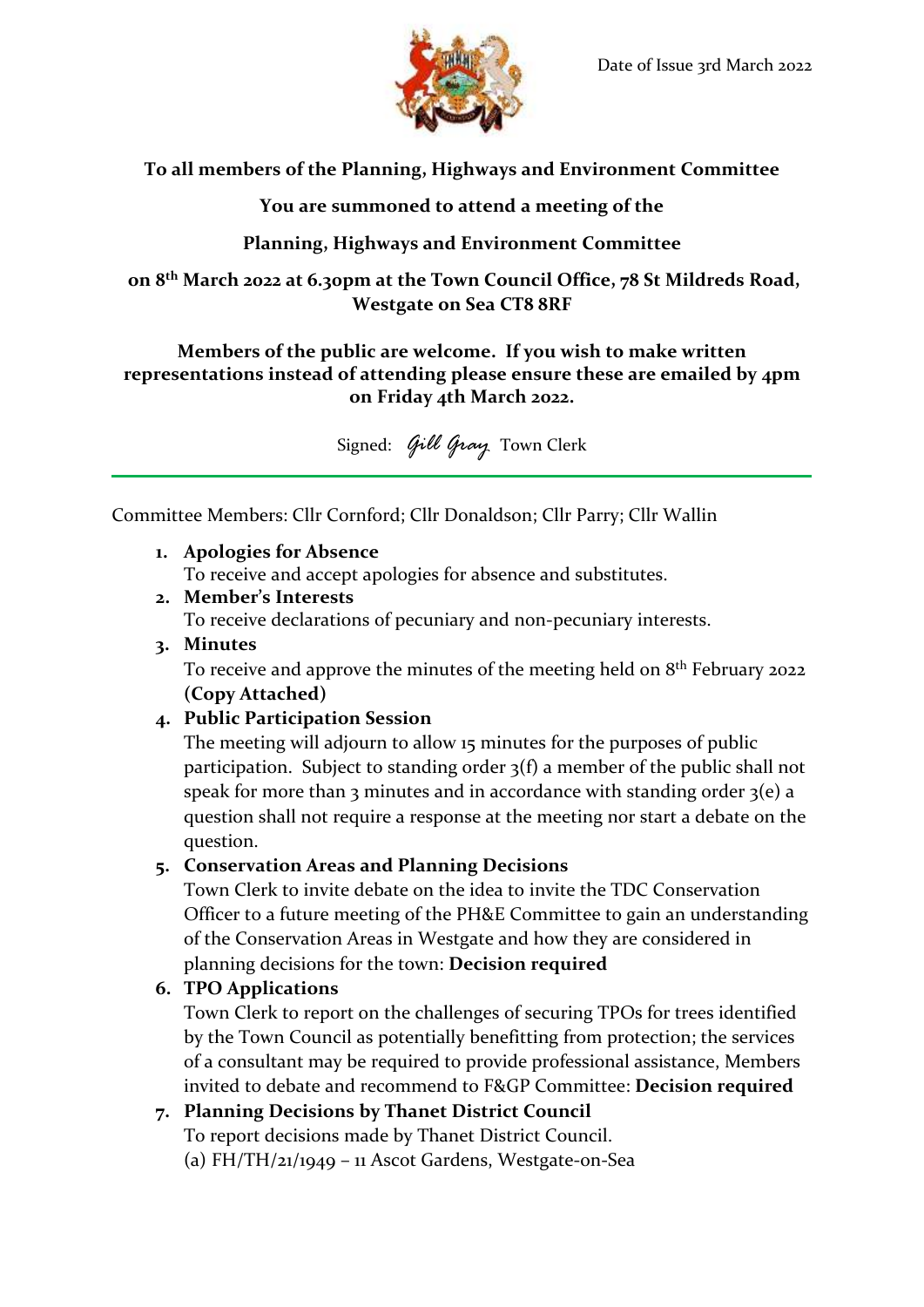Date of Issue 3rd March 2022

**To all members of the Planning, Highways and Environment Committee**

**You are summoned to attend a meeting of the**

**Planning, Highways and Environment Committee**

**on 8th March 2022 at 6.30pm at the Town Council Office, 78 St Mildreds Road, Westgate on Sea CT8 8RF**

**Members of the public are welcome. If you wish to make written representations instead of attending please ensure these are emailed by 4pm on Friday 4th March 2022.**

Signed: *Gill Gray* Town Clerk

---

Committee Members: Cllr Cornford; Cllr Donaldson; Cllr Parry; Cllr Wallin

1. **Apologies for Absence**
   To receive and accept apologies for absence and substitutes.
2. **Member's Interests**
   To receive declarations of pecuniary and non-pecuniary interests.
3. **Minutes**
   To receive and approve the minutes of the meeting held on 8th February 2022 **(Copy Attached)**
4. **Public Participation Session**
   The meeting will adjourn to allow 15 minutes for the purposes of public participation. Subject to standing order 3(f) a member of the public shall not speak for more than 3 minutes and in accordance with standing order 3(e) a question shall not require a response at the meeting nor start a debate on the question.
5. **Conservation Areas and Planning Decisions**
   Town Clerk to invite debate on the idea to invite the TDC Conservation Officer to a future meeting of the PH&E Committee to gain an understanding of the Conservation Areas in Westgate and how they are considered in planning decisions for the town: **Decision required**
6. **TPO Applications**
   Town Clerk to report on the challenges of securing TPOs for trees identified by the Town Council as potentially benefitting from protection; the services of a consultant may be required to provide professional assistance, Members invited to debate and recommend to F&GP Committee: **Decision required**
7. **Planning Decisions by Thanet District Council**
   To report decisions made by Thanet District Council.
   (a) FH/TH/21/1949 – 11 Ascot Gardens, Westgate-on-Sea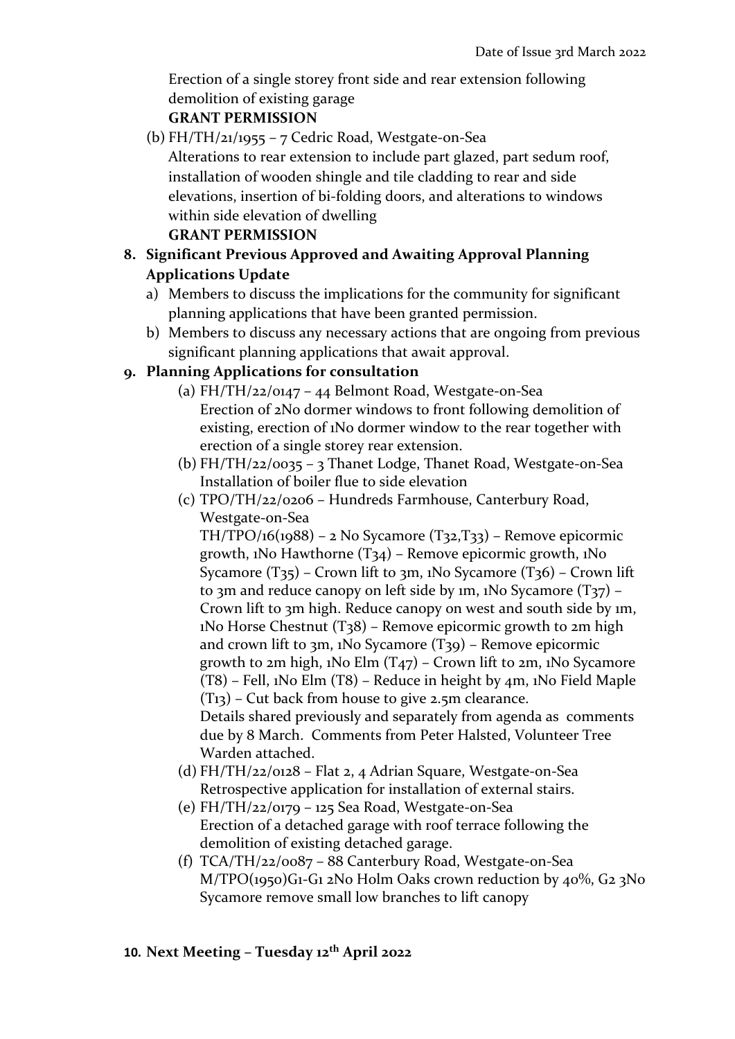Erection of a single storey front side and rear extension following demolition of existing garage

**GRANT PERMISSION**

(b) FH/TH/21/1955 – 7 Cedric Road, Westgate-on-Sea
Alterations to rear extension to include part glazed, part sedum roof, installation of wooden shingle and tile cladding to rear and side elevations, insertion of bi-folding doors, and alterations to windows within side elevation of dwelling

**GRANT PERMISSION**

**8. Significant Previous Approved and Awaiting Approval Planning Applications Update**

a) Members to discuss the implications for the community for significant planning applications that have been granted permission.

b) Members to discuss any necessary actions that are ongoing from previous significant planning applications that await approval.

**9. Planning Applications for consultation**

(a) FH/TH/22/0147 – 44 Belmont Road, Westgate-on-Sea
Erection of 2No dormer windows to front following demolition of existing, erection of 1No dormer window to the rear together with erection of a single storey rear extension.

(b) FH/TH/22/0035 – 3 Thanet Lodge, Thanet Road, Westgate-on-Sea
Installation of boiler flue to side elevation

(c) TPO/TH/22/0206 – Hundreds Farmhouse, Canterbury Road, Westgate-on-Sea
TH/TPO/16(1988) – 2 No Sycamore (T32,T33) – Remove epicormic growth, 1No Hawthorne (T34) – Remove epicormic growth, 1No Sycamore (T35) – Crown lift to 3m, 1No Sycamore (T36) – Crown lift to 3m and reduce canopy on left side by 1m, 1No Sycamore (T37) – Crown lift to 3m high. Reduce canopy on west and south side by 1m, 1No Horse Chestnut (T38) – Remove epicormic growth to 2m high and crown lift to 3m, 1No Sycamore (T39) – Remove epicormic growth to 2m high, 1No Elm (T47) – Crown lift to 2m, 1No Sycamore (T8) – Fell, 1No Elm (T8) – Reduce in height by 4m, 1No Field Maple (T13) – Cut back from house to give 2.5m clearance.
Details shared previously and separately from agenda as comments due by 8 March. Comments from Peter Halsted, Volunteer Tree Warden attached.

(d) FH/TH/22/0128 – Flat 2, 4 Adrian Square, Westgate-on-Sea
Retrospective application for installation of external stairs.

(e) FH/TH/22/0179 – 125 Sea Road, Westgate-on-Sea
Erection of a detached garage with roof terrace following the demolition of existing detached garage.

(f) TCA/TH/22/0087 – 88 Canterbury Road, Westgate-on-Sea
M/TPO(1950)G1-G1 2No Holm Oaks crown reduction by 40%, G2 3No Sycamore remove small low branches to lift canopy

**10. Next Meeting – Tuesday 12th April 2022**